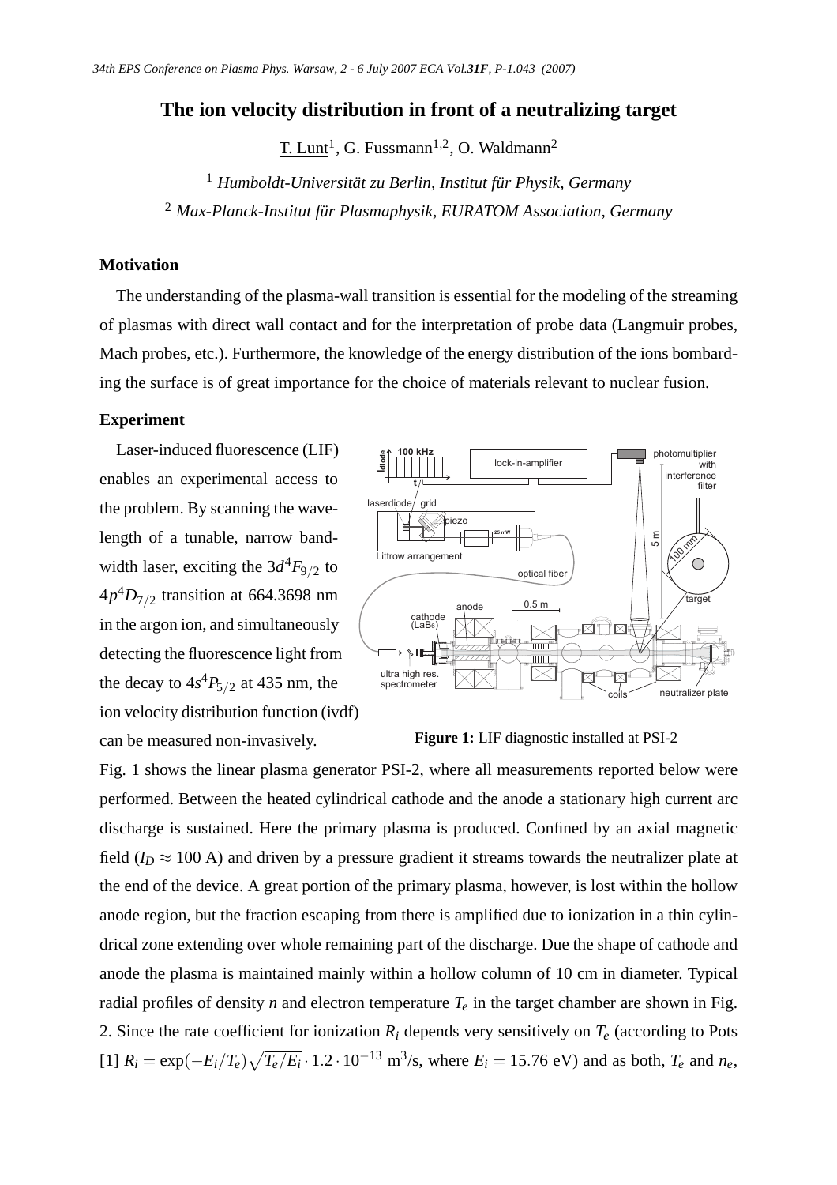# The ion velocity distribution in front of a neutralizing target

T. Lunt[1], G. Fussmann[1,2], O. Waldmann[2]

[1] *Humboldt-Universität zu Berlin, Institut für Physik, Germany*

[2] *Max-Planck-Institut für Plasmaphysik, EURATOM Association, Germany*

## Motivation

The understanding of the plasma-wall transition is essential for the modeling of the streaming of plasmas with direct wall contact and for the interpretation of probe data (Langmuir probes, Mach probes, etc.). Furthermore, the knowledge of the energy distribution of the ions bombarding the surface is of great importance for the choice of materials relevant to nuclear fusion.

## Experiment

Laser-induced fluorescence (LIF) enables an experimental access to the problem. By scanning the wavelength of a tunable, narrow bandwidth laser, exciting the $3d^4F_{9/2}$ to $4p^4D_{7/2}$ transition at 664.3698 nm in the argon ion, and simultaneously detecting the fluorescence light from the decay to $4s^4P_{5/2}$ at 435 nm, the ion velocity distribution function (ivdf) can be measured non-invasively.

**Figure 1:** LIF diagnostic installed at PSI-2

Fig. 1 shows the linear plasma generator PSI-2, where all measurements reported below were performed. Between the heated cylindrical cathode and the anode a stationary high current arc discharge is sustained. Here the primary plasma is produced. Confined by an axial magnetic field ($I_D \approx 100$ A) and driven by a pressure gradient it streams towards the neutralizer plate at the end of the device. A great portion of the primary plasma, however, is lost within the hollow anode region, but the fraction escaping from there is amplified due to ionization in a thin cylindrical zone extending over whole remaining part of the discharge. Due the shape of cathode and anode the plasma is maintained mainly within a hollow column of 10 cm in diameter. Typical radial profiles of density $n$ and electron temperature $T_e$ in the target chamber are shown in Fig. 2. Since the rate coefficient for ionization $R_i$ depends very sensitively on $T_e$ (according to Pots [1] $R_i = \exp(-E_i/T_e)\sqrt{T_e/E_i} \cdot 1.2 \cdot 10^{-13}$ m$^3$/s, where $E_i = 15.76$ eV) and as both, $T_e$ and $n_e$,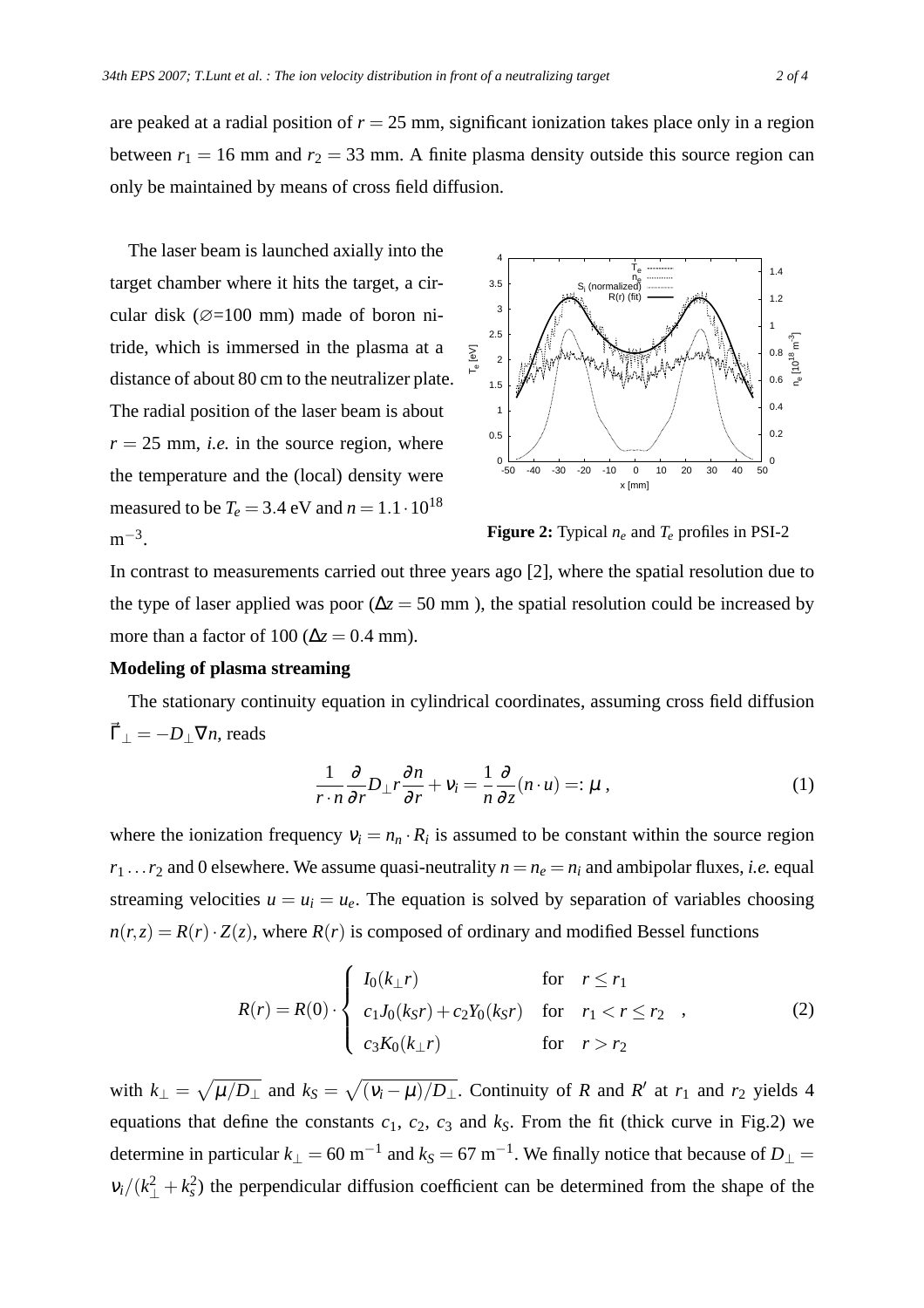are peaked at a radial position of $r = 25$ mm, significant ionization takes place only in a region between $r_1 = 16$ mm and $r_2 = 33$ mm. A finite plasma density outside this source region can only be maintained by means of cross field diffusion.

The laser beam is launched axially into the target chamber where it hits the target, a circular disk ($\varnothing$=100 mm) made of boron nitride, which is immersed in the plasma at a distance of about 80 cm to the neutralizer plate. The radial position of the laser beam is about $r = 25$ mm, *i.e.* in the source region, where the temperature and the (local) density were measured to be $T_e = 3.4$ eV and $n = 1.1 \cdot 10^{18}$ m$^{-3}$.

**Figure 2:** Typical $n_e$ and $T_e$ profiles in PSI-2

In contrast to measurements carried out three years ago [2], where the spatial resolution due to the type of laser applied was poor ($\Delta z = 50$ mm ), the spatial resolution could be increased by more than a factor of 100 ($\Delta z = 0.4$ mm).

**Modeling of plasma streaming**

The stationary continuity equation in cylindrical coordinates, assuming cross field diffusion $\vec{\Gamma}_\perp = -D_\perp \nabla n$, reads

$$\frac{1}{r \cdot n} \frac{\partial}{\partial r} D_\perp r \frac{\partial n}{\partial r} + \nu_i = \frac{1}{n} \frac{\partial}{\partial z}(n \cdot u) =: \mu \,, \tag{1}$$

where the ionization frequency $\nu_i = n_n \cdot R_i$ is assumed to be constant within the source region $r_1 \ldots r_2$ and 0 elsewhere. We assume quasi-neutrality $n = n_e = n_i$ and ambipolar fluxes, *i.e.* equal streaming velocities $u = u_i = u_e$. The equation is solved by separation of variables choosing $n(r,z) = R(r) \cdot Z(z)$, where $R(r)$ is composed of ordinary and modified Bessel functions

$$R(r) = R(0) \cdot \begin{cases} I_0(k_\perp r) & \text{for} \quad r \leq r_1 \\ c_1 J_0(k_S r) + c_2 Y_0(k_S r) & \text{for} \quad r_1 < r \leq r_2 \\ c_3 K_0(k_\perp r) & \text{for} \quad r > r_2 \end{cases} \,, \tag{2}$$

with $k_\perp = \sqrt{\mu / D_\perp}$ and $k_S = \sqrt{(\nu_i - \mu)/D_\perp}$. Continuity of $R$ and $R'$ at $r_1$ and $r_2$ yields 4 equations that define the constants $c_1$, $c_2$, $c_3$ and $k_S$. From the fit (thick curve in Fig.2) we determine in particular $k_\perp = 60$ m$^{-1}$ and $k_S = 67$ m$^{-1}$. We finally notice that because of $D_\perp = \nu_i / (k_\perp^2 + k_s^2)$ the perpendicular diffusion coefficient can be determined from the shape of the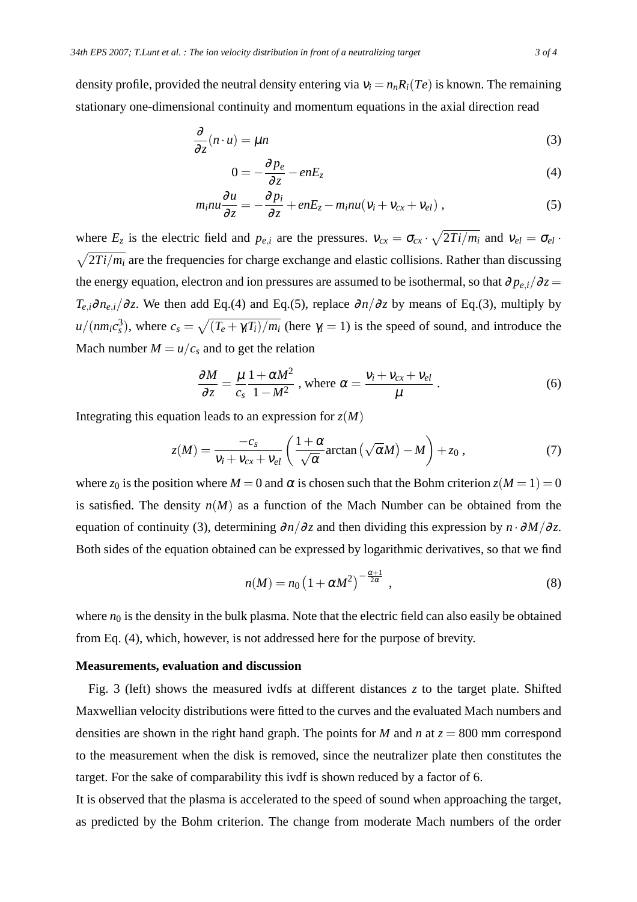density profile, provided the neutral density entering via $\nu_i = n_n R_i(Te)$ is known. The remaining stationary one-dimensional continuity and momentum equations in the axial direction read

$$\frac{\partial}{\partial z}(n \cdot u) = \mu n \tag{3}$$

$$0 = -\frac{\partial p_e}{\partial z} - enE_z \tag{4}$$

$$m_i n u \frac{\partial u}{\partial z} = -\frac{\partial p_i}{\partial z} + enE_z - m_i n u(\nu_i + \nu_{cx} + \nu_{el}) \,, \tag{5}$$

where $E_z$ is the electric field and $p_{e,i}$ are the pressures. $\nu_{cx} = \sigma_{cx} \cdot \sqrt{2Ti/m_i}$ and $\nu_{el} = \sigma_{el} \cdot \sqrt{2Ti/m_i}$ are the frequencies for charge exchange and elastic collisions. Rather than discussing the energy equation, electron and ion pressures are assumed to be isothermal, so that $\partial p_{e,i}/\partial z = T_{e,i}\partial n_{e,i}/\partial z$. We then add Eq.(4) and Eq.(5), replace $\partial n/\partial z$ by means of Eq.(3), multiply by $u/(nm_i c_s^3)$, where $c_s = \sqrt{(T_e + \gamma_i T_i)/m_i}$ (here $\gamma_i = 1$) is the speed of sound, and introduce the Mach number $M = u/c_s$ and to get the relation

$$\frac{\partial M}{\partial z} = \frac{\mu}{c_s}\frac{1+\alpha M^2}{1-M^2} \text{ , where } \alpha = \frac{\nu_i + \nu_{cx} + \nu_{el}}{\mu} \,. \tag{6}$$

Integrating this equation leads to an expression for $z(M)$

$$z(M) = \frac{-c_s}{\nu_i + \nu_{cx} + \nu_{el}} \left( \frac{1+\alpha}{\sqrt{\alpha}} \arctan\left(\sqrt{\alpha} M\right) - M \right) + z_0 \,, \tag{7}$$

where $z_0$ is the position where $M = 0$ and $\alpha$ is chosen such that the Bohm criterion $z(M=1) = 0$ is satisfied. The density $n(M)$ as a function of the Mach Number can be obtained from the equation of continuity (3), determining $\partial n/\partial z$ and then dividing this expression by $n \cdot \partial M/\partial z$. Both sides of the equation obtained can be expressed by logarithmic derivatives, so that we find

$$n(M) = n_0 \left(1 + \alpha M^2\right)^{-\frac{\alpha+1}{2\alpha}} \,, \tag{8}$$

where $n_0$ is the density in the bulk plasma. Note that the electric field can also easily be obtained from Eq. (4), which, however, is not addressed here for the purpose of brevity.

**Measurements, evaluation and discussion**

Fig. 3 (left) shows the measured ivdfs at different distances $z$ to the target plate. Shifted Maxwellian velocity distributions were fitted to the curves and the evaluated Mach numbers and densities are shown in the right hand graph. The points for $M$ and $n$ at $z = 800$ mm correspond to the measurement when the disk is removed, since the neutralizer plate then constitutes the target. For the sake of comparability this ivdf is shown reduced by a factor of 6.

It is observed that the plasma is accelerated to the speed of sound when approaching the target, as predicted by the Bohm criterion. The change from moderate Mach numbers of the order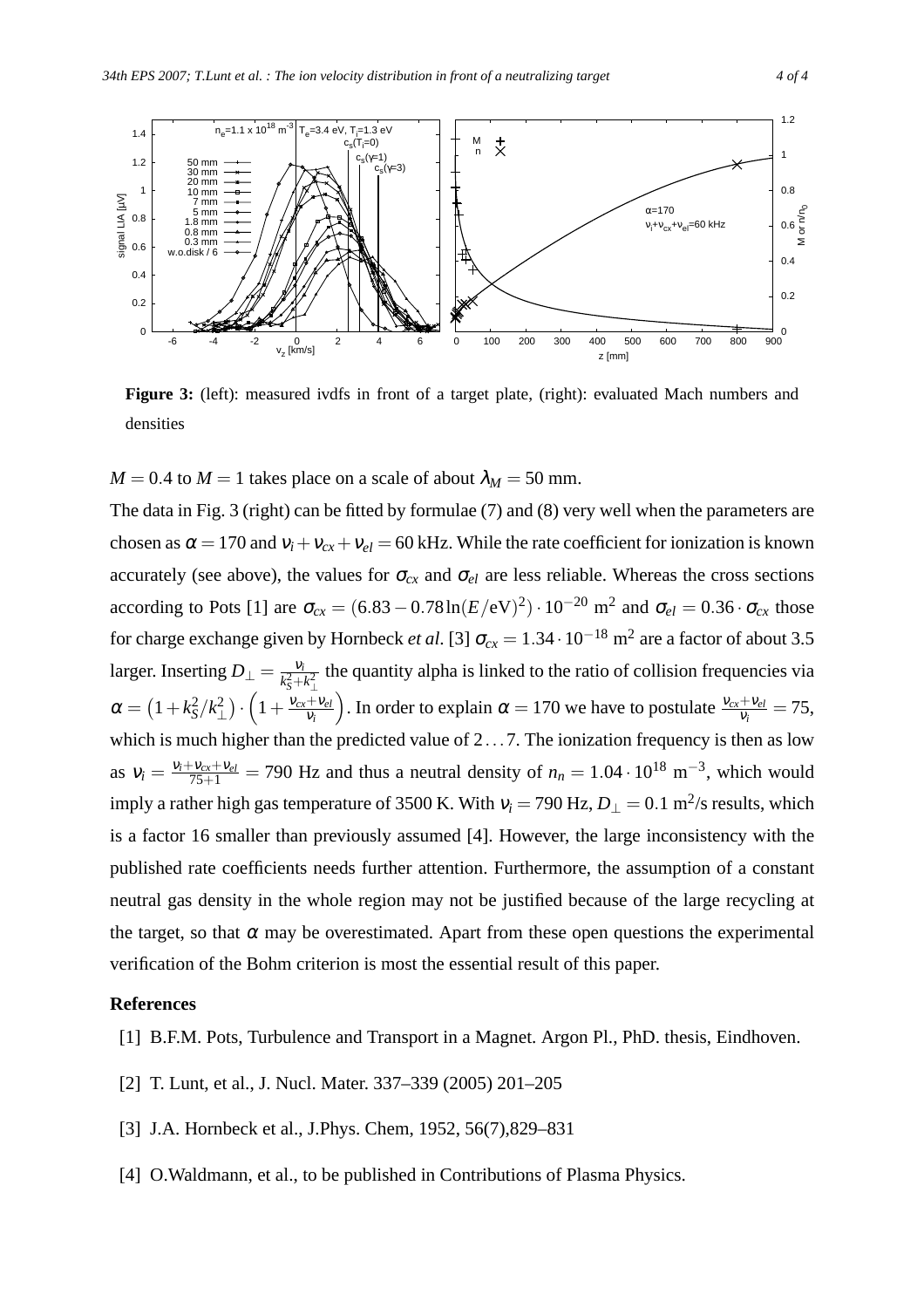$n_e$=1.1 x $10^{18}$ m$^{-3}$ $T_e$=3.4 eV, $T_i$=1.3 eV

$c_s(T_i=0)$

$c_s(\gamma=1)$

$c_s(\gamma=3)$

50 mm
30 mm
20 mm
10 mm
7 mm
5 mm
1.8 mm
0.8 mm
0.3 mm
w.o.disk / 6

signal LIA [µV]

$v_z$ [km/s]

M
n

α=170
$\nu_i+\nu_{cx}+\nu_{el}$=60 kHz

M or n/n$_0$

z [mm]

**Figure 3:** (left): measured ivdfs in front of a target plate, (right): evaluated Mach numbers and densities

$M = 0.4$ to $M = 1$ takes place on a scale of about $\lambda_M = 50$ mm.

The data in Fig. 3 (right) can be fitted by formulae (7) and (8) very well when the parameters are chosen as $\alpha = 170$ and $\nu_i + \nu_{cx} + \nu_{el} = 60$ kHz. While the rate coefficient for ionization is known accurately (see above), the values for $\sigma_{cx}$ and $\sigma_{el}$ are less reliable. Whereas the cross sections according to Pots [1] are $\sigma_{cx} = (6.83 - 0.78 \ln(E/\mathrm{eV})^2) \cdot 10^{-20}$ m$^2$ and $\sigma_{el} = 0.36 \cdot \sigma_{cx}$ those for charge exchange given by Hornbeck *et al.* [3] $\sigma_{cx} = 1.34 \cdot 10^{-18}$ m$^2$ are a factor of about 3.5 larger. Inserting $D_\perp = \frac{\nu_i}{k_S^2 + k_\perp^2}$ the quantity alpha is linked to the ratio of collision frequencies via $\alpha = \left(1 + k_S^2/k_\perp^2\right) \cdot \left(1 + \frac{\nu_{cx}+\nu_{el}}{\nu_i}\right)$. In order to explain $\alpha = 170$ we have to postulate $\frac{\nu_{cx}+\nu_{el}}{\nu_i} = 75$, which is much higher than the predicted value of $2 \ldots 7$. The ionization frequency is then as low as $\nu_i = \frac{\nu_i+\nu_{cx}+\nu_{el}}{75+1} = 790$ Hz and thus a neutral density of $n_n = 1.04 \cdot 10^{18}$ m$^{-3}$, which would imply a rather high gas temperature of 3500 K. With $\nu_i = 790$ Hz, $D_\perp = 0.1$ m$^2$/s results, which is a factor 16 smaller than previously assumed [4]. However, the large inconsistency with the published rate coefficients needs further attention. Furthermore, the assumption of a constant neutral gas density in the whole region may not be justified because of the large recycling at the target, so that $\alpha$ may be overestimated. Apart from these open questions the experimental verification of the Bohm criterion is most the essential result of this paper.

## References

[1] B.F.M. Pots, Turbulence and Transport in a Magnet. Argon Pl., PhD. thesis, Eindhoven.

[2] T. Lunt, et al., J. Nucl. Mater. 337–339 (2005) 201–205

[3] J.A. Hornbeck et al., J.Phys. Chem, 1952, 56(7),829–831

[4] O.Waldmann, et al., to be published in Contributions of Plasma Physics.